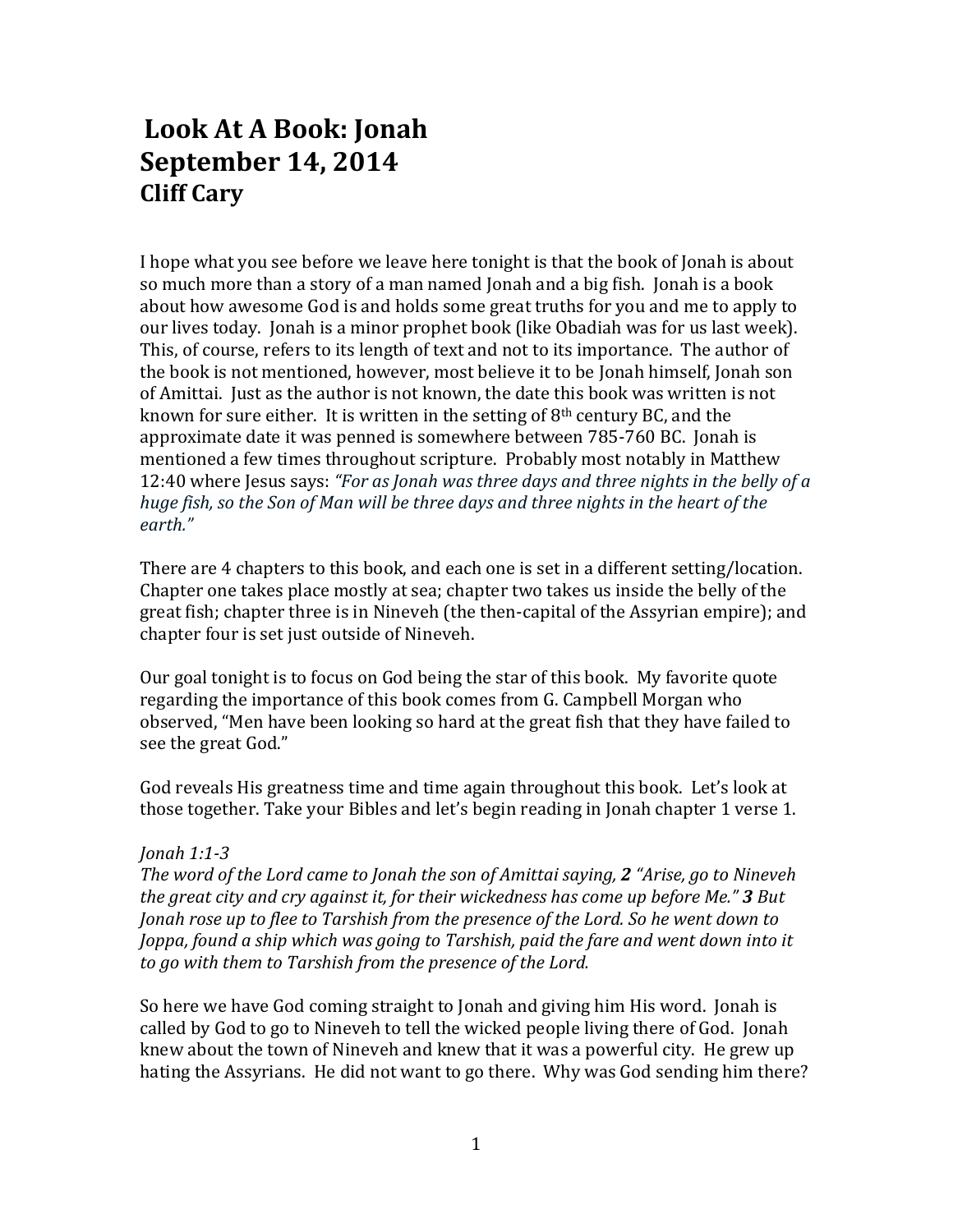# Look At A Book: Jonah
# September 14, 2014
# Cliff Cary

I hope what you see before we leave here tonight is that the book of Jonah is about so much more than a story of a man named Jonah and a big fish. Jonah is a book about how awesome God is and holds some great truths for you and me to apply to our lives today. Jonah is a minor prophet book (like Obadiah was for us last week). This, of course, refers to its length of text and not to its importance. The author of the book is not mentioned, however, most believe it to be Jonah himself, Jonah son of Amittai. Just as the author is not known, the date this book was written is not known for sure either. It is written in the setting of 8th century BC, and the approximate date it was penned is somewhere between 785-760 BC. Jonah is mentioned a few times throughout scripture. Probably most notably in Matthew 12:40 where Jesus says: *"For as Jonah was three days and three nights in the belly of a huge fish, so the Son of Man will be three days and three nights in the heart of the earth."*

There are 4 chapters to this book, and each one is set in a different setting/location. Chapter one takes place mostly at sea; chapter two takes us inside the belly of the great fish; chapter three is in Nineveh (the then-capital of the Assyrian empire); and chapter four is set just outside of Nineveh.

Our goal tonight is to focus on God being the star of this book. My favorite quote regarding the importance of this book comes from G. Campbell Morgan who observed, "Men have been looking so hard at the great fish that they have failed to see the great God."

God reveals His greatness time and time again throughout this book. Let's look at those together. Take your Bibles and let's begin reading in Jonah chapter 1 verse 1.

*Jonah 1:1-3*
*The word of the Lord came to Jonah the son of Amittai saying, **2** "Arise, go to Nineveh the great city and cry against it, for their wickedness has come up before Me." **3** But Jonah rose up to flee to Tarshish from the presence of the Lord. So he went down to Joppa, found a ship which was going to Tarshish, paid the fare and went down into it to go with them to Tarshish from the presence of the Lord.*

So here we have God coming straight to Jonah and giving him His word. Jonah is called by God to go to Nineveh to tell the wicked people living there of God. Jonah knew about the town of Nineveh and knew that it was a powerful city. He grew up hating the Assyrians. He did not want to go there. Why was God sending him there?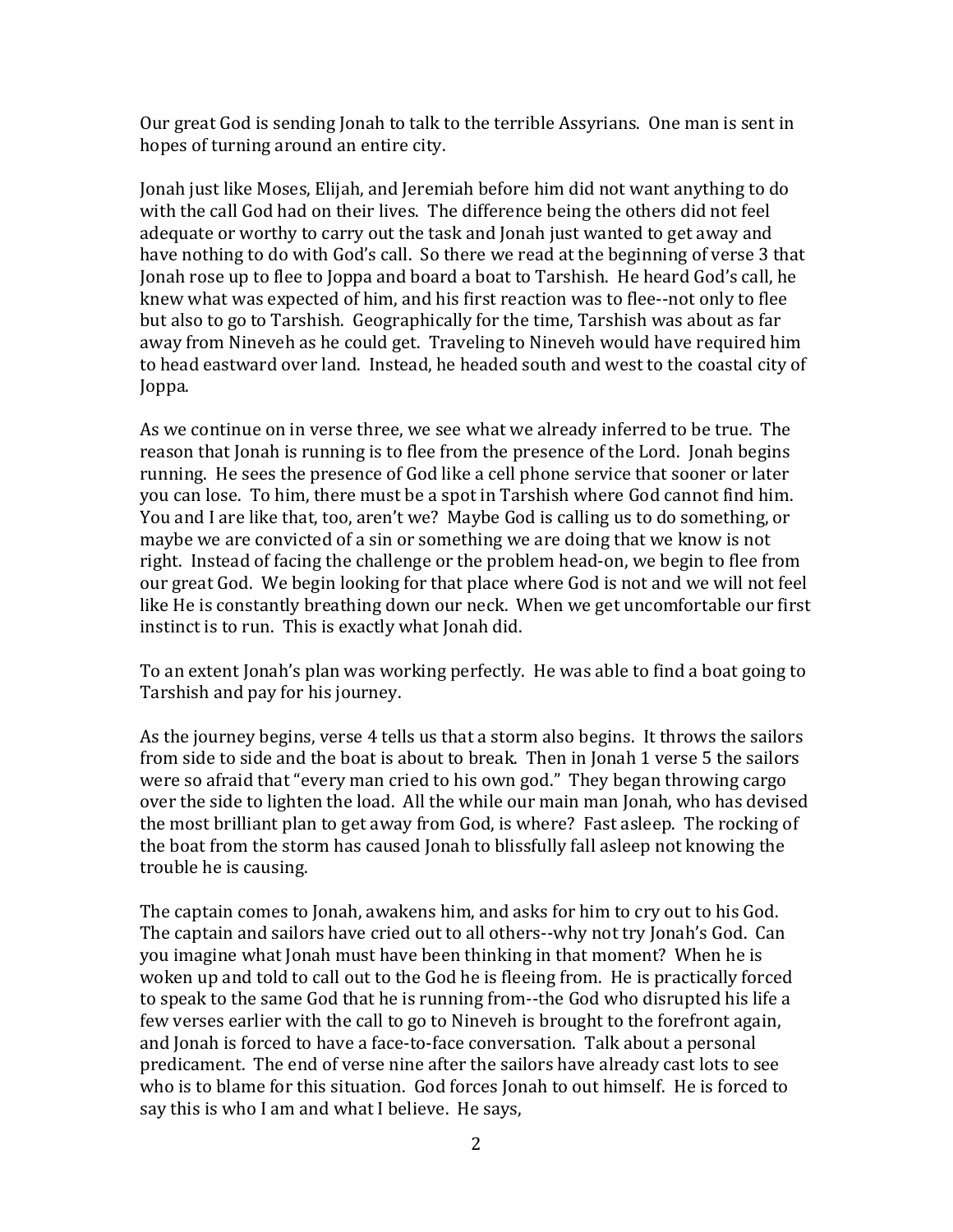Our great God is sending Jonah to talk to the terrible Assyrians. One man is sent in hopes of turning around an entire city.

Jonah just like Moses, Elijah, and Jeremiah before him did not want anything to do with the call God had on their lives. The difference being the others did not feel adequate or worthy to carry out the task and Jonah just wanted to get away and have nothing to do with God's call. So there we read at the beginning of verse 3 that Jonah rose up to flee to Joppa and board a boat to Tarshish. He heard God's call, he knew what was expected of him, and his first reaction was to flee--not only to flee but also to go to Tarshish. Geographically for the time, Tarshish was about as far away from Nineveh as he could get. Traveling to Nineveh would have required him to head eastward over land. Instead, he headed south and west to the coastal city of Joppa.

As we continue on in verse three, we see what we already inferred to be true. The reason that Jonah is running is to flee from the presence of the Lord. Jonah begins running. He sees the presence of God like a cell phone service that sooner or later you can lose. To him, there must be a spot in Tarshish where God cannot find him. You and I are like that, too, aren't we? Maybe God is calling us to do something, or maybe we are convicted of a sin or something we are doing that we know is not right. Instead of facing the challenge or the problem head-on, we begin to flee from our great God. We begin looking for that place where God is not and we will not feel like He is constantly breathing down our neck. When we get uncomfortable our first instinct is to run. This is exactly what Jonah did.

To an extent Jonah's plan was working perfectly. He was able to find a boat going to Tarshish and pay for his journey.

As the journey begins, verse 4 tells us that a storm also begins. It throws the sailors from side to side and the boat is about to break. Then in Jonah 1 verse 5 the sailors were so afraid that "every man cried to his own god." They began throwing cargo over the side to lighten the load. All the while our main man Jonah, who has devised the most brilliant plan to get away from God, is where? Fast asleep. The rocking of the boat from the storm has caused Jonah to blissfully fall asleep not knowing the trouble he is causing.

The captain comes to Jonah, awakens him, and asks for him to cry out to his God. The captain and sailors have cried out to all others--why not try Jonah's God. Can you imagine what Jonah must have been thinking in that moment? When he is woken up and told to call out to the God he is fleeing from. He is practically forced to speak to the same God that he is running from--the God who disrupted his life a few verses earlier with the call to go to Nineveh is brought to the forefront again, and Jonah is forced to have a face-to-face conversation. Talk about a personal predicament. The end of verse nine after the sailors have already cast lots to see who is to blame for this situation. God forces Jonah to out himself. He is forced to say this is who I am and what I believe. He says,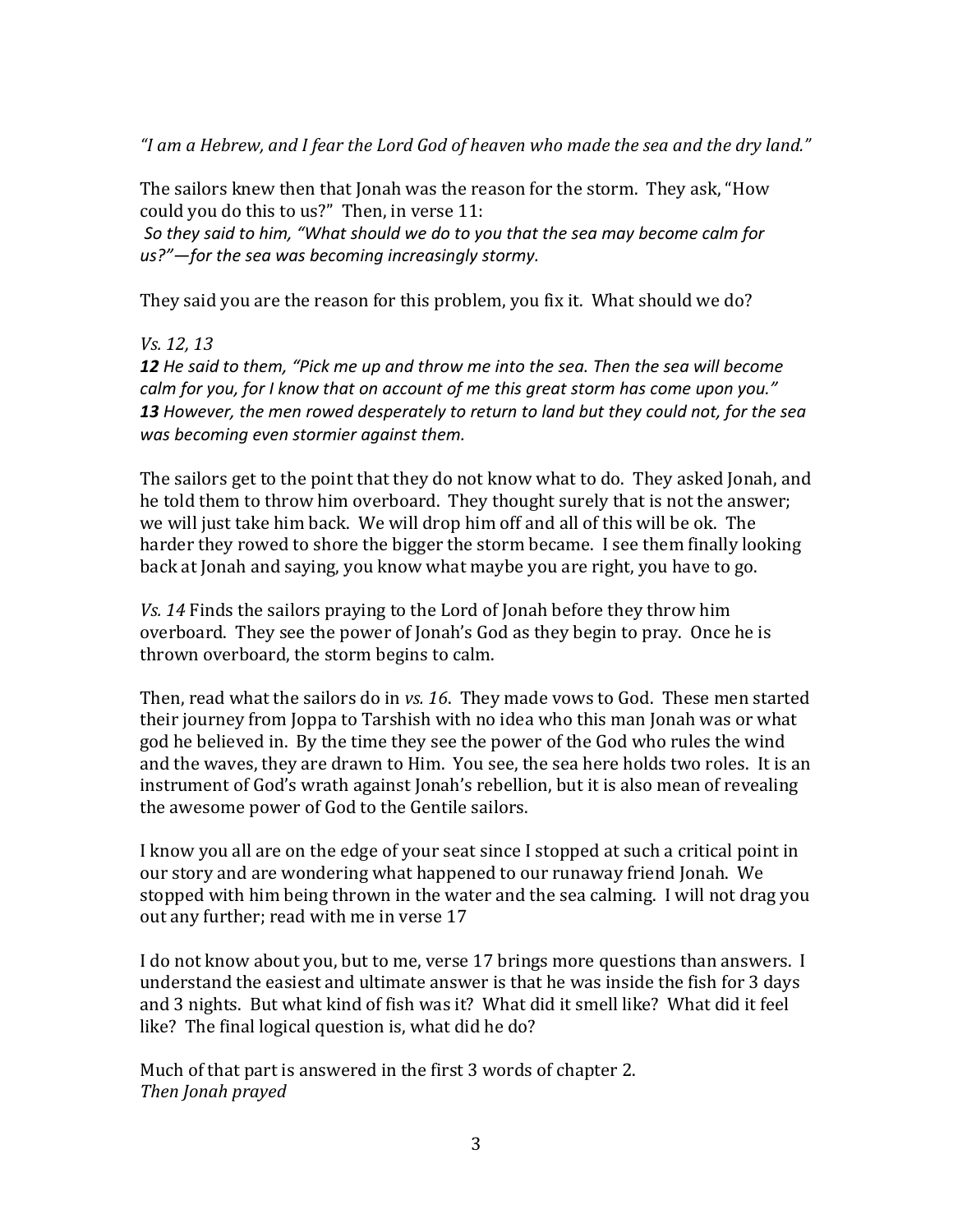*"I am a Hebrew, and I fear the Lord God of heaven who made the sea and the dry land."*

The sailors knew then that Jonah was the reason for the storm. They ask, "How could you do this to us?" Then, in verse 11:
*So they said to him, "What should we do to you that the sea may become calm for us?"—for the sea was becoming increasingly stormy.*

They said you are the reason for this problem, you fix it. What should we do?

*Vs. 12, 13*
***12*** *He said to them, "Pick me up and throw me into the sea. Then the sea will become calm for you, for I know that on account of me this great storm has come upon you."*
***13*** *However, the men rowed desperately to return to land but they could not, for the sea was becoming even stormier against them.*

The sailors get to the point that they do not know what to do. They asked Jonah, and he told them to throw him overboard. They thought surely that is not the answer; we will just take him back. We will drop him off and all of this will be ok. The harder they rowed to shore the bigger the storm became. I see them finally looking back at Jonah and saying, you know what maybe you are right, you have to go.

*Vs. 14* Finds the sailors praying to the Lord of Jonah before they throw him overboard. They see the power of Jonah's God as they begin to pray. Once he is thrown overboard, the storm begins to calm.

Then, read what the sailors do in *vs. 16*. They made vows to God. These men started their journey from Joppa to Tarshish with no idea who this man Jonah was or what god he believed in. By the time they see the power of the God who rules the wind and the waves, they are drawn to Him. You see, the sea here holds two roles. It is an instrument of God's wrath against Jonah's rebellion, but it is also mean of revealing the awesome power of God to the Gentile sailors.

I know you all are on the edge of your seat since I stopped at such a critical point in our story and are wondering what happened to our runaway friend Jonah. We stopped with him being thrown in the water and the sea calming. I will not drag you out any further; read with me in verse 17

I do not know about you, but to me, verse 17 brings more questions than answers. I understand the easiest and ultimate answer is that he was inside the fish for 3 days and 3 nights. But what kind of fish was it? What did it smell like? What did it feel like? The final logical question is, what did he do?

Much of that part is answered in the first 3 words of chapter 2.
*Then Jonah prayed*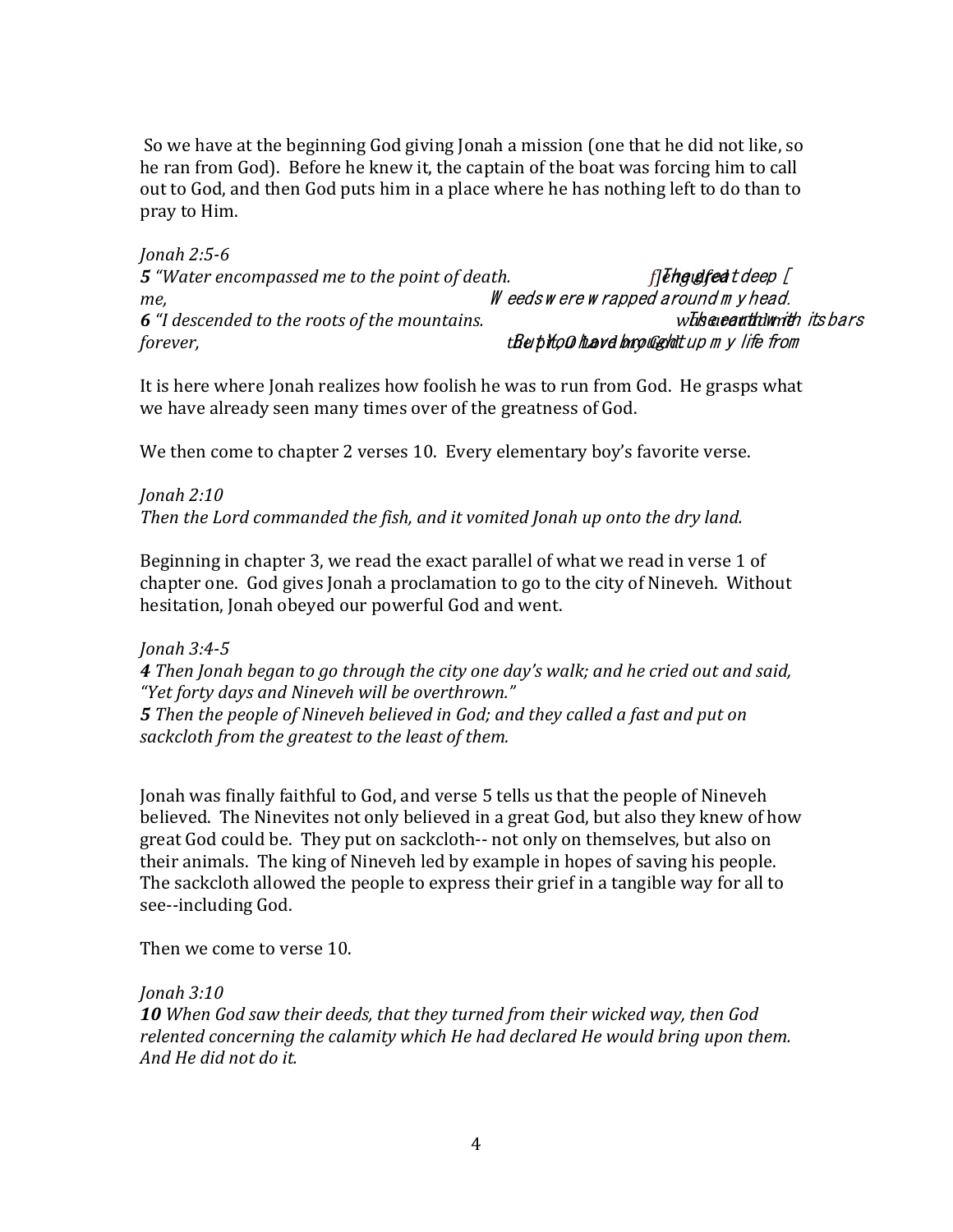So we have at the beginning God giving Jonah a mission (one that he did not like, so he ran from God). Before he knew it, the captain of the boat was forcing him to call out to God, and then God puts him in a place where he has nothing left to do than to pray to Him.

*Jonah 2:5-6*
***5*** *"Water encompassed me to the point of death. The great deep engulfed me, Weeds were wrapped around my head.*
***6*** *"I descended to the roots of the mountains. The earth with its bars was around me forever, But You have brought up my life from the pit, O Lord my God.*

It is here where Jonah realizes how foolish he was to run from God. He grasps what we have already seen many times over of the greatness of God.

We then come to chapter 2 verses 10. Every elementary boy's favorite verse.

*Jonah 2:10*
*Then the Lord commanded the fish, and it vomited Jonah up onto the dry land.*

Beginning in chapter 3, we read the exact parallel of what we read in verse 1 of chapter one. God gives Jonah a proclamation to go to the city of Nineveh. Without hesitation, Jonah obeyed our powerful God and went.

*Jonah 3:4-5*
***4*** *Then Jonah began to go through the city one day's walk; and he cried out and said, "Yet forty days and Nineveh will be overthrown."*
***5*** *Then the people of Nineveh believed in God; and they called a fast and put on sackcloth from the greatest to the least of them.*

Jonah was finally faithful to God, and verse 5 tells us that the people of Nineveh believed. The Ninevites not only believed in a great God, but also they knew of how great God could be. They put on sackcloth-- not only on themselves, but also on their animals. The king of Nineveh led by example in hopes of saving his people. The sackcloth allowed the people to express their grief in a tangible way for all to see--including God.

Then we come to verse 10.

*Jonah 3:10*
***10*** *When God saw their deeds, that they turned from their wicked way, then God relented concerning the calamity which He had declared He would bring upon them. And He did not do it.*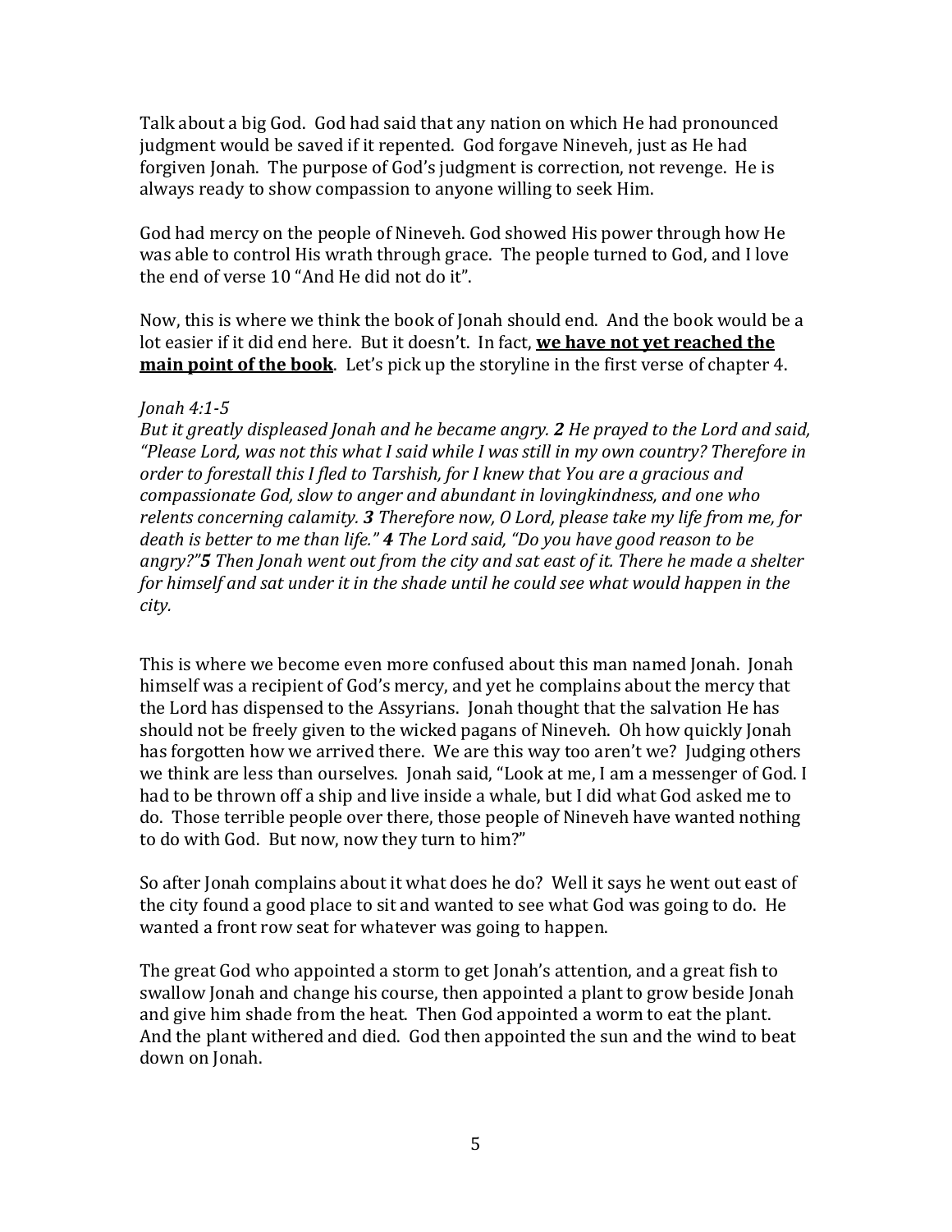Talk about a big God. God had said that any nation on which He had pronounced judgment would be saved if it repented. God forgave Nineveh, just as He had forgiven Jonah. The purpose of God's judgment is correction, not revenge. He is always ready to show compassion to anyone willing to seek Him.

God had mercy on the people of Nineveh. God showed His power through how He was able to control His wrath through grace. The people turned to God, and I love the end of verse 10 "And He did not do it".

Now, this is where we think the book of Jonah should end. And the book would be a lot easier if it did end here. But it doesn't. In fact, **<u>we have not yet reached the main point of the book</u>**. Let's pick up the storyline in the first verse of chapter 4.

*Jonah 4:1-5*
*But it greatly displeased Jonah and he became angry.* ***2*** *He prayed to the Lord and said, "Please Lord, was not this what I said while I was still in my own country? Therefore in order to forestall this I fled to Tarshish, for I knew that You are a gracious and compassionate God, slow to anger and abundant in lovingkindness, and one who relents concerning calamity.* ***3*** *Therefore now, O Lord, please take my life from me, for death is better to me than life."* ***4*** *The Lord said, "Do you have good reason to be angry?"****5*** *Then Jonah went out from the city and sat east of it. There he made a shelter for himself and sat under it in the shade until he could see what would happen in the city.*

This is where we become even more confused about this man named Jonah. Jonah himself was a recipient of God's mercy, and yet he complains about the mercy that the Lord has dispensed to the Assyrians. Jonah thought that the salvation He has should not be freely given to the wicked pagans of Nineveh. Oh how quickly Jonah has forgotten how we arrived there. We are this way too aren't we? Judging others we think are less than ourselves. Jonah said, "Look at me, I am a messenger of God. I had to be thrown off a ship and live inside a whale, but I did what God asked me to do. Those terrible people over there, those people of Nineveh have wanted nothing to do with God. But now, now they turn to him?"

So after Jonah complains about it what does he do? Well it says he went out east of the city found a good place to sit and wanted to see what God was going to do. He wanted a front row seat for whatever was going to happen.

The great God who appointed a storm to get Jonah's attention, and a great fish to swallow Jonah and change his course, then appointed a plant to grow beside Jonah and give him shade from the heat. Then God appointed a worm to eat the plant. And the plant withered and died. God then appointed the sun and the wind to beat down on Jonah.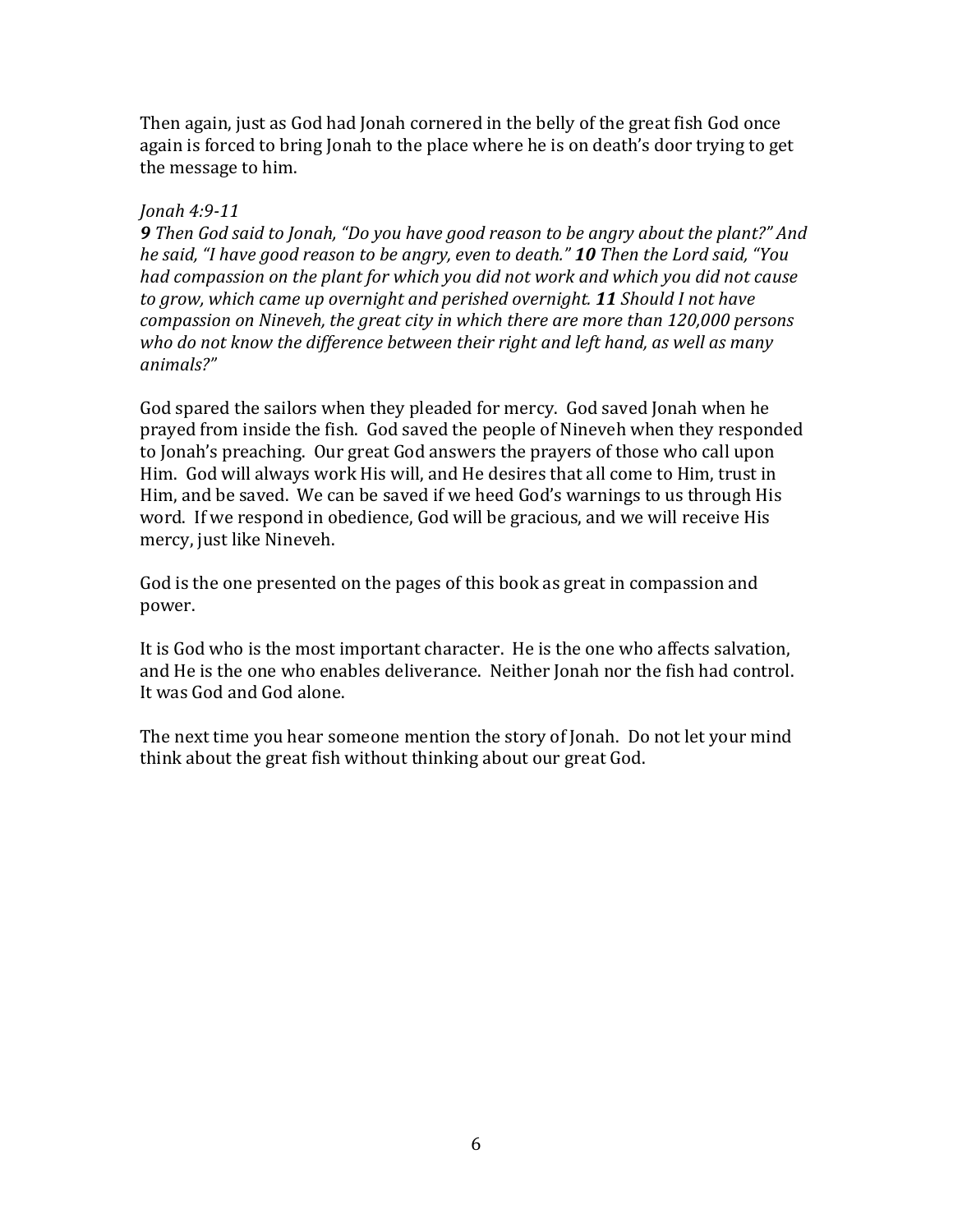Then again, just as God had Jonah cornered in the belly of the great fish God once again is forced to bring Jonah to the place where he is on death's door trying to get the message to him.

*Jonah 4:9-11*
***9*** *Then God said to Jonah, "Do you have good reason to be angry about the plant?" And he said, "I have good reason to be angry, even to death."* ***10*** *Then the Lord said, "You had compassion on the plant for which you did not work and which you did not cause to grow, which came up overnight and perished overnight.* ***11*** *Should I not have compassion on Nineveh, the great city in which there are more than 120,000 persons who do not know the difference between their right and left hand, as well as many animals?"*

God spared the sailors when they pleaded for mercy. God saved Jonah when he prayed from inside the fish. God saved the people of Nineveh when they responded to Jonah's preaching. Our great God answers the prayers of those who call upon Him. God will always work His will, and He desires that all come to Him, trust in Him, and be saved. We can be saved if we heed God's warnings to us through His word. If we respond in obedience, God will be gracious, and we will receive His mercy, just like Nineveh.

God is the one presented on the pages of this book as great in compassion and power.

It is God who is the most important character. He is the one who affects salvation, and He is the one who enables deliverance. Neither Jonah nor the fish had control. It was God and God alone.

The next time you hear someone mention the story of Jonah. Do not let your mind think about the great fish without thinking about our great God.